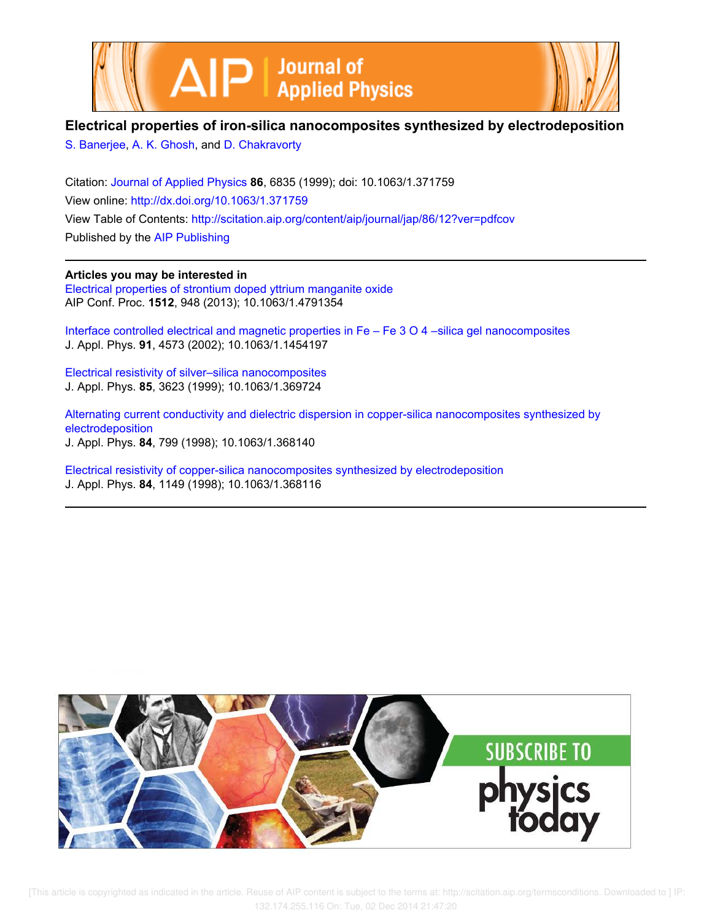# Electrical properties of iron-silica nanocomposites synthesized by electrodeposition

S. Banerjee, A. K. Ghosh, and D. Chakravorty

Citation: Journal of Applied Physics **86**, 6835 (1999); doi: 10.1063/1.371759

View online: http://dx.doi.org/10.1063/1.371759

View Table of Contents: http://scitation.aip.org/content/aip/journal/jap/86/12?ver=pdfcov

Published by the AIP Publishing

**Articles you may be interested in**

Electrical properties of strontium doped yttrium manganite oxide
AIP Conf. Proc. **1512**, 948 (2013); 10.1063/1.4791354

Interface controlled electrical and magnetic properties in Fe – Fe 3 O 4 –silica gel nanocomposites
J. Appl. Phys. **91**, 4573 (2002); 10.1063/1.1454197

Electrical resistivity of silver–silica nanocomposites
J. Appl. Phys. **85**, 3623 (1999); 10.1063/1.369724

Alternating current conductivity and dielectric dispersion in copper-silica nanocomposites synthesized by electrodeposition
J. Appl. Phys. **84**, 799 (1998); 10.1063/1.368140

Electrical resistivity of copper-silica nanocomposites synthesized by electrodeposition
J. Appl. Phys. **84**, 1149 (1998); 10.1063/1.368116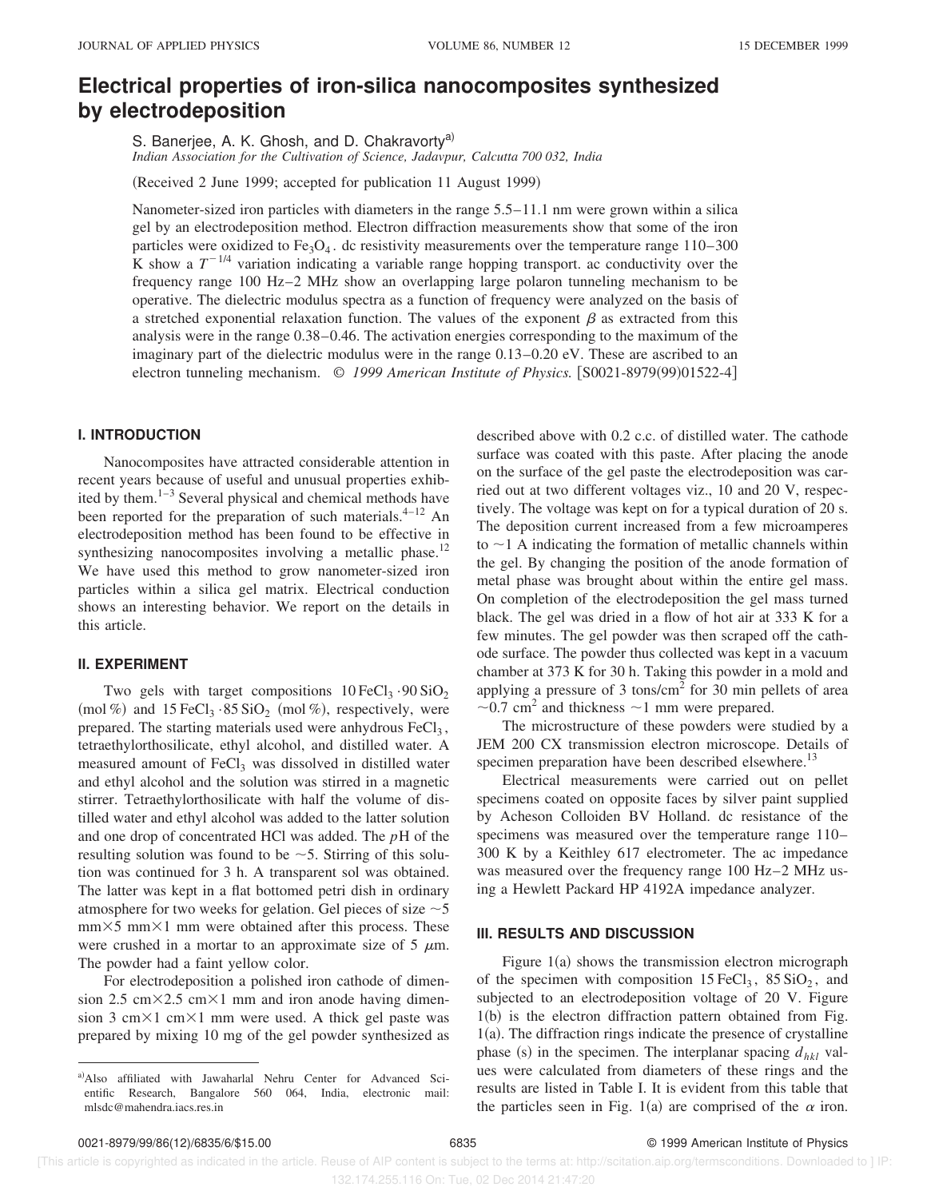# Electrical properties of iron-silica nanocomposites synthesized by electrodeposition

S. Banerjee, A. K. Ghosh, and D. Chakravorty[a)]

*Indian Association for the Cultivation of Science, Jadavpur, Calcutta 700 032, India*

(Received 2 June 1999; accepted for publication 11 August 1999)

Nanometer-sized iron particles with diameters in the range 5.5–11.1 nm were grown within a silica gel by an electrodeposition method. Electron diffraction measurements show that some of the iron particles were oxidized to $Fe_3O_4$. dc resistivity measurements over the temperature range 110–300 K show a $T^{-1/4}$ variation indicating a variable range hopping transport. ac conductivity over the frequency range 100 Hz–2 MHz show an overlapping large polaron tunneling mechanism to be operative. The dielectric modulus spectra as a function of frequency were analyzed on the basis of a stretched exponential relaxation function. The values of the exponent $\beta$ as extracted from this analysis were in the range 0.38–0.46. The activation energies corresponding to the maximum of the imaginary part of the dielectric modulus were in the range 0.13–0.20 eV. These are ascribed to an electron tunneling mechanism. © *1999 American Institute of Physics.* [S0021-8979(99)01522-4]

## I. INTRODUCTION

Nanocomposites have attracted considerable attention in recent years because of useful and unusual properties exhibited by them.[1–3] Several physical and chemical methods have been reported for the preparation of such materials.[4–12] An electrodeposition method has been found to be effective in synthesizing nanocomposites involving a metallic phase.[12] We have used this method to grow nanometer-sized iron particles within a silica gel matrix. Electrical conduction shows an interesting behavior. We report on the details in this article.

## II. EXPERIMENT

Two gels with target compositions $10\,FeCl_3 \cdot 90\,SiO_2$ (mol %) and $15\,FeCl_3 \cdot 85\,SiO_2$ (mol %), respectively, were prepared. The starting materials used were anhydrous $FeCl_3$, tetraethylorthosilicate, ethyl alcohol, and distilled water. A measured amount of $FeCl_3$ was dissolved in distilled water and ethyl alcohol and the solution was stirred in a magnetic stirrer. Tetraethylorthosilicate with half the volume of distilled water and ethyl alcohol was added to the latter solution and one drop of concentrated HCl was added. The $p$H of the resulting solution was found to be ~5. Stirring of this solution was continued for 3 h. A transparent sol was obtained. The latter was kept in a flat bottomed petri dish in ordinary atmosphere for two weeks for gelation. Gel pieces of size ~5 mm×5 mm×1 mm were obtained after this process. These were crushed in a mortar to an approximate size of 5 $\mu$m. The powder had a faint yellow color.

For electrodeposition a polished iron cathode of dimension 2.5 cm×2.5 cm×1 mm and iron anode having dimension 3 cm×1 cm×1 mm were used. A thick gel paste was prepared by mixing 10 mg of the gel powder synthesized as described above with 0.2 c.c. of distilled water. The cathode surface was coated with this paste. After placing the anode on the surface of the gel paste the electrodeposition was carried out at two different voltages viz., 10 and 20 V, respectively. The voltage was kept on for a typical duration of 20 s. The deposition current increased from a few microamperes to ~1 A indicating the formation of metallic channels within the gel. By changing the position of the anode formation of metal phase was brought about within the entire gel mass. On completion of the electrodeposition the gel mass turned black. The gel was dried in a flow of hot air at 333 K for a few minutes. The gel powder was then scraped off the cathode surface. The powder thus collected was kept in a vacuum chamber at 373 K for 30 h. Taking this powder in a mold and applying a pressure of 3 tons/cm$^2$ for 30 min pellets of area ~0.7 cm$^2$ and thickness ~1 mm were prepared.

The microstructure of these powders were studied by a JEM 200 CX transmission electron microscope. Details of specimen preparation have been described elsewhere.[13]

Electrical measurements were carried out on pellet specimens coated on opposite faces by silver paint supplied by Acheson Colloiden BV Holland. dc resistance of the specimens was measured over the temperature range 110–300 K by a Keithley 617 electrometer. The ac impedance was measured over the frequency range 100 Hz–2 MHz using a Hewlett Packard HP 4192A impedance analyzer.

## III. RESULTS AND DISCUSSION

Figure 1(a) shows the transmission electron micrograph of the specimen with composition $15\,FeCl_3$, $85\,SiO_2$, and subjected to an electrodeposition voltage of 20 V. Figure 1(b) is the electron diffraction pattern obtained from Fig. 1(a). The diffraction rings indicate the presence of crystalline phase (s) in the specimen. The interplanar spacing $d_{hkl}$ values were calculated from diameters of these rings and the results are listed in Table I. It is evident from this table that the particles seen in Fig. 1(a) are comprised of the $\alpha$ iron.

[a)]Also affiliated with Jawaharlal Nehru Center for Advanced Scientific Research, Bangalore 560 064, India, electronic mail: mlsdc@mahendra.iacs.res.in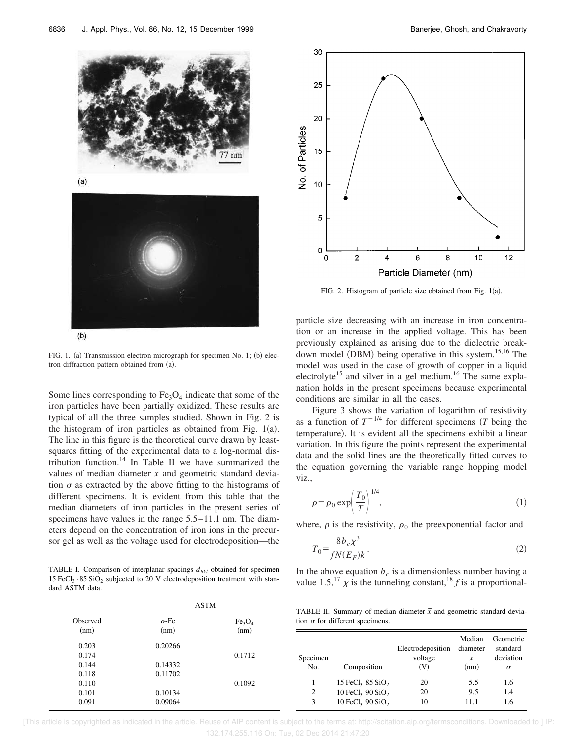FIG. 1. (a) Transmission electron micrograph for specimen No. 1; (b) electron diffraction pattern obtained from (a).

Some lines corresponding to $Fe_3O_4$ indicate that some of the iron particles have been partially oxidized. These results are typical of all the three samples studied. Shown in Fig. 2 is the histogram of iron particles as obtained from Fig. 1(a). The line in this figure is the theoretical curve drawn by least-squares fitting of the experimental data to a log-normal distribution function.[14] In Table II we have summarized the values of median diameter $\bar{x}$ and geometric standard deviation $\sigma$ as extracted by the above fitting to the histograms of different specimens. It is evident from this table that the median diameters of iron particles in the present series of specimens have values in the range 5.5–11.1 nm. The diameters depend on the concentration of iron ions in the precursor gel as well as the voltage used for electrodeposition—the

TABLE I. Comparison of interplanar spacings $d_{hkl}$ obtained for specimen 15 $FeCl_3$ ·85 $SiO_2$ subjected to 20 V electrodeposition treatment with standard ASTM data.

| Observed (nm) | ASTM | |
|---|---|---|
| | α-Fe (nm) | $Fe_3O_4$ (nm) |
| 0.203 | 0.20266 | |
| 0.174 | | 0.1712 |
| 0.144 | 0.14332 | |
| 0.118 | 0.11702 | |
| 0.110 | | 0.1092 |
| 0.101 | 0.10134 | |
| 0.091 | 0.09064 | |

FIG. 2. Histogram of particle size obtained from Fig. 1(a).

particle size decreasing with an increase in iron concentration or an increase in the applied voltage. This has been previously explained as arising due to the dielectric breakdown model (DBM) being operative in this system.[15,16] The model was used in the case of growth of copper in a liquid electrolyte[15] and silver in a gel medium.[16] The same explanation holds in the present specimens because experimental conditions are similar in all the cases.

Figure 3 shows the variation of logarithm of resistivity as a function of $T^{-1/4}$ for different specimens ($T$ being the temperature). It is evident all the specimens exhibit a linear variation. In this figure the points represent the experimental data and the solid lines are the theoretically fitted curves to the equation governing the variable range hopping model viz.,

$$\rho = \rho_0 \exp\left(\frac{T_0}{T}\right)^{1/4}, \tag{1}$$

where, $\rho$ is the resistivity, $\rho_0$ the preexponential factor and

$$T_0 = \frac{8 b_c \chi^3}{f N(E_F) k}. \tag{2}$$

In the above equation $b_c$ is a dimensionless number having a value 1.5,[17] $\chi$ is the tunneling constant,[18] $f$ is a proportional-

TABLE II. Summary of median diameter $\bar{x}$ and geometric standard deviation $\sigma$ for different specimens.

| Specimen No. | Composition | Electrodeposition voltage (V) | Median diameter $\bar{x}$ (nm) | Geometric standard deviation $\sigma$ |
|---|---|---|---|---|
| 1 | 15 $FeCl_3$ 85 $SiO_2$ | 20 | 5.5 | 1.6 |
| 2 | 10 $FeCl_3$ 90 $SiO_2$ | 20 | 9.5 | 1.4 |
| 3 | 10 $FeCl_3$ 90 $SiO_2$ | 10 | 11.1 | 1.6 |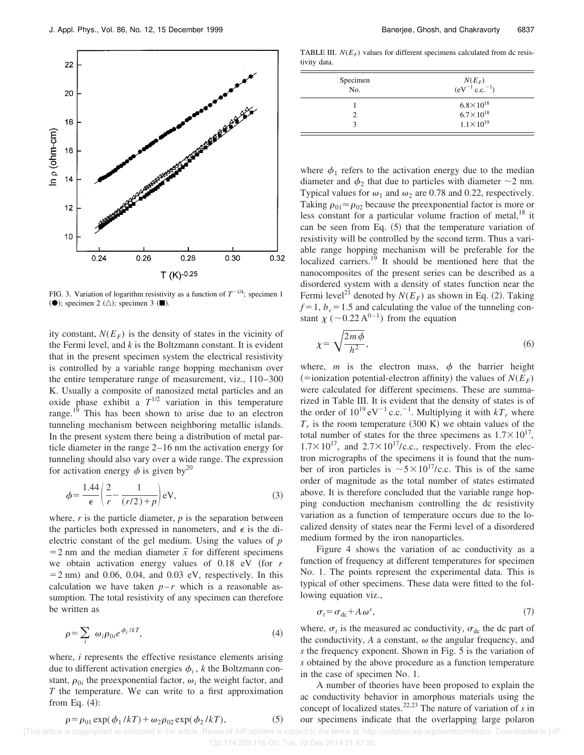FIG. 3. Variation of logarithm resistivity as a function of $T^{-1/4}$; specimen 1 (●); specimen 2 (△); specimen 3 (■).

ity constant, $N(E_F)$ is the density of states in the vicinity of the Fermi level, and $k$ is the Boltzmann constant. It is evident that in the present specimen system the electrical resistivity is controlled by a variable range hopping mechanism over the entire temperature range of measurement, viz., 110–300 K. Usually a composite of nanosized metal particles and an oxide phase exhibit a $T^{1/2}$ variation in this temperature range.[19] This has been shown to arise due to an electron tunneling mechanism between neighboring metallic islands. In the present system there being a distribution of metal particle diameter in the range 2–16 nm the activation energy for tunneling should also vary over a wide range. The expression for activation energy $\phi$ is given by[20]

$$\phi = \frac{1.44}{\epsilon}\left(\frac{2}{r} - \frac{1}{(r/2)+p}\right)\text{eV}, \tag{3}$$

where, $r$ is the particle diameter, $p$ is the separation between the particles both expressed in nanometers, and $\epsilon$ is the dielectric constant of the gel medium. Using the values of $p = 2$ nm and the median diameter $\bar{x}$ for different specimens we obtain activation energy values of 0.18 eV (for $r = 2$ nm) and 0.06, 0.04, and 0.03 eV, respectively. In this calculation we have taken $p - r$ which is a reasonable assumption. The total resistivity of any specimen can therefore be written as

$$\rho = \sum_i \omega_i \rho_{0i} e^{\phi_i / kT}, \tag{4}$$

where, $i$ represents the effective resistance elements arising due to different activation energies $\phi_i$, $k$ the Boltzmann constant, $\rho_{0i}$ the preexponential factor, $\omega_i$ the weight factor, and $T$ the temperature. We can write to a first approximation from Eq. (4):

$$\rho = \rho_{01}\exp(\phi_1/kT) + \omega_2 \rho_{02}\exp(\phi_2/kT), \tag{5}$$

TABLE III. $N(E_F)$ values for different specimens calculated from dc resistivity data.

| Specimen No. | $N(E_F)$ ($\text{eV}^{-1}\,\text{c.c.}^{-1}$) |
|---|---|
| 1 | $6.8\times10^{18}$ |
| 2 | $6.7\times10^{18}$ |
| 3 | $1.1\times10^{19}$ |

where $\phi_1$ refers to the activation energy due to the median diameter and $\phi_2$ that due to particles with diameter ~2 nm. Typical values for $\omega_1$ and $\omega_2$ are 0.78 and 0.22, respectively. Taking $\rho_{01} \simeq \rho_{02}$ because the preexponential factor is more or less constant for a particular volume fraction of metal,[18] it can be seen from Eq. (5) that the temperature variation of resistivity will be controlled by the second term. Thus a variable range hopping mechanism will be preferable for the localized carriers.[19] It should be mentioned here that the nanocomposites of the present series can be described as a disordered system with a density of states function near the Fermi level[21] denoted by $N(E_F)$ as shown in Eq. (2). Taking $f = 1$, $b_c = 1.5$ and calculating the value of the tunneling constant $\chi$ (~0.22 $\text{A}^{0-1}$) from the equation

$$\chi = \sqrt{\frac{2m\phi}{h^2}}, \tag{6}$$

where, $m$ is the electron mass, $\phi$ the barrier height (=ionization potential-electron affinity) the values of $N(E_F)$ were calculated for different specimens. These are summarized in Table III. It is evident that the density of states is of the order of $10^{19}\,\text{eV}^{-1}\,\text{c.c.}^{-1}$. Multiplying it with $kT_r$ where $T_r$ is the room temperature (300 K) we obtain values of the total number of states for the three specimens as $1.7\times10^{17}$, $1.7\times10^{17}$, and $2.7\times10^{17}$/c.c., respectively. From the electron micrographs of the specimens it is found that the number of iron particles is ~$5\times10^{17}$/c.c. This is of the same order of magnitude as the total number of states estimated above. It is therefore concluded that the variable range hopping conduction mechanism controlling the dc resistivity variation as a function of temperature occurs due to the localized density of states near the Fermi level of a disordered medium formed by the iron nanoparticles.

Figure 4 shows the variation of ac conductivity as a function of frequency at different temperatures for specimen No. 1. The points represent the experimental data. This is typical of other specimens. These data were fitted to the following equation viz.,

$$\sigma_t = \sigma_{dc} + A\omega^s, \tag{7}$$

where, $\sigma_t$ is the measured ac conductivity, $\sigma_{dc}$ the dc part of the conductivity, $A$ a constant, $\omega$ the angular frequency, and $s$ the frequency exponent. Shown in Fig. 5 is the variation of $s$ obtained by the above procedure as a function temperature in the case of specimen No. 1.

A number of theories have been proposed to explain the ac conductivity behavior in amorphous materials using the concept of localized states.[22,23] The nature of variation of $s$ in our specimens indicate that the overlapping large polaron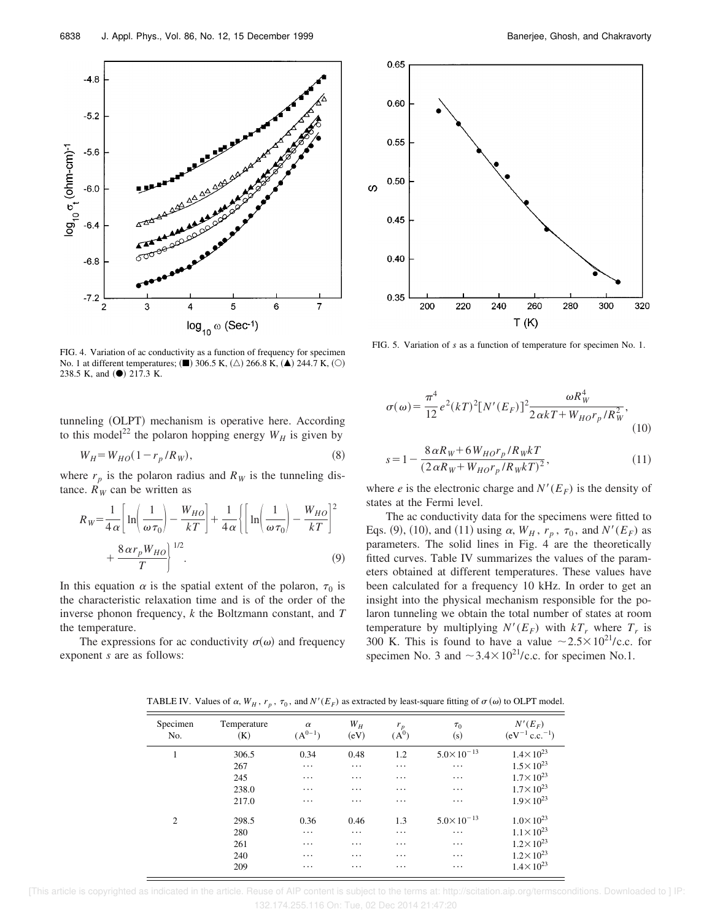FIG. 4. Variation of ac conductivity as a function of frequency for specimen No. 1 at different temperatures; (■) 306.5 K, (△) 266.8 K, (▲) 244.7 K, (○) 238.5 K, and (●) 217.3 K.

FIG. 5. Variation of $s$ as a function of temperature for specimen No. 1.

tunneling (OLPT) mechanism is operative here. According to this model[22] the polaron hopping energy $W_H$ is given by

$$W_H = W_{HO}(1 - r_p/R_W), \tag{8}$$

where $r_p$ is the polaron radius and $R_W$ is the tunneling distance. $R_W$ can be written as

$$R_W = \frac{1}{4\alpha}\left[\ln\left(\frac{1}{\omega\tau_0}\right) - \frac{W_{HO}}{kT}\right] + \frac{1}{4\alpha}\left\{\left[\ln\left(\frac{1}{\omega\tau_0}\right) - \frac{W_{HO}}{kT}\right]^2 + \frac{8\alpha r_p W_{HO}}{T}\right\}^{1/2}. \tag{9}$$

In this equation $\alpha$ is the spatial extent of the polaron, $\tau_0$ is the characteristic relaxation time and is of the order of the inverse phonon frequency, $k$ the Boltzmann constant, and $T$ the temperature.

The expressions for ac conductivity $\sigma(\omega)$ and frequency exponent $s$ are as follows:

$$\sigma(\omega) = \frac{\pi^4}{12} e^2 (kT)^2 [N'(E_F)]^2 \frac{\omega R_W^4}{2\alpha kT + W_{HO} r_p / R_W^2}, \tag{10}$$

$$s = 1 - \frac{8\alpha R_W + 6 W_{HO} r_p / R_W kT}{(2\alpha R_W + W_{HO} r_p / R_W kT)^2}, \tag{11}$$

where $e$ is the electronic charge and $N'(E_F)$ is the density of states at the Fermi level.

The ac conductivity data for the specimens were fitted to Eqs. (9), (10), and (11) using $\alpha$, $W_H$, $r_p$, $\tau_0$, and $N'(E_F)$ as parameters. The solid lines in Fig. 4 are the theoretically fitted curves. Table IV summarizes the values of the parameters obtained at different temperatures. These values have been calculated for a frequency 10 kHz. In order to get an insight into the physical mechanism responsible for the polaron tunneling we obtain the total number of states at room temperature by multiplying $N'(E_F)$ with $kT_r$ where $T_r$ is 300 K. This is found to have a value $\sim 2.5\times10^{21}$/c.c. for specimen No. 3 and $\sim 3.4\times10^{21}$/c.c. for specimen No.1.

TABLE IV. Values of $\alpha$, $W_H$, $r_p$, $\tau_0$, and $N'(E_F)$ as extracted by least-square fitting of $\sigma(\omega)$ to OLPT model.

| Specimen No. | Temperature (K) | $\alpha$ ($A^{0-1}$) | $W_H$ (eV) | $r_p$ ($A^0$) | $\tau_0$ (s) | $N'(E_F)$ ($eV^{-1}$ c.c.$^{-1}$) |
|---|---|---|---|---|---|---|
| 1 | 306.5 | 0.34 | 0.48 | 1.2 | $5.0\times10^{-13}$ | $1.4\times10^{23}$ |
| | 267 | ⋯ | ⋯ | ⋯ | ⋯ | $1.5\times10^{23}$ |
| | 245 | ⋯ | ⋯ | ⋯ | ⋯ | $1.7\times10^{23}$ |
| | 238.0 | ⋯ | ⋯ | ⋯ | ⋯ | $1.7\times10^{23}$ |
| | 217.0 | ⋯ | ⋯ | ⋯ | ⋯ | $1.9\times10^{23}$ |
| 2 | 298.5 | 0.36 | 0.46 | 1.3 | $5.0\times10^{-13}$ | $1.0\times10^{23}$ |
| | 280 | ⋯ | ⋯ | ⋯ | ⋯ | $1.1\times10^{23}$ |
| | 261 | ⋯ | ⋯ | ⋯ | ⋯ | $1.2\times10^{23}$ |
| | 240 | ⋯ | ⋯ | ⋯ | ⋯ | $1.2\times10^{23}$ |
| | 209 | ⋯ | ⋯ | ⋯ | ⋯ | $1.4\times10^{23}$ |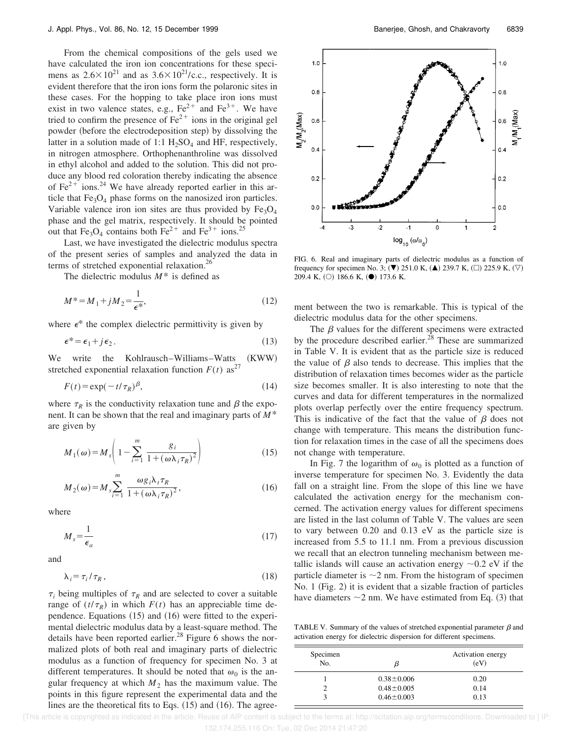From the chemical compositions of the gels used we have calculated the iron ion concentrations for these specimens as $2.6\times10^{21}$ and as $3.6\times10^{21}$/c.c., respectively. It is evident therefore that the iron ions form the polaronic sites in these cases. For the hopping to take place iron ions must exist in two valence states, e.g., $Fe^{2+}$ and $Fe^{3+}$. We have tried to confirm the presence of $Fe^{2+}$ ions in the original gel powder (before the electrodeposition step) by dissolving the latter in a solution made of 1:1 $H_2SO_4$ and HF, respectively, in nitrogen atmosphere. Orthophenanthroline was dissolved in ethyl alcohol and added to the solution. This did not produce any blood red coloration thereby indicating the absence of $Fe^{2+}$ ions.[24] We have already reported earlier in this article that $Fe_3O_4$ phase forms on the nanosized iron particles. Variable valence iron ion sites are thus provided by $Fe_3O_4$ phase and the gel matrix, respectively. It should be pointed out that $Fe_3O_4$ contains both $Fe^{2+}$ and $Fe^{3+}$ ions.[25]

Last, we have investigated the dielectric modulus spectra of the present series of samples and analyzed the data in terms of stretched exponential relaxation.[26]

The dielectric modulus $M^*$ is defined as

$$M^* = M_1 + jM_2 = \frac{1}{\epsilon^*}, \tag{12}$$

where $\epsilon^*$ the complex dielectric permittivity is given by

$$\epsilon^* = \epsilon_1 + j\epsilon_2. \tag{13}$$

We write the Kohlrausch–Williams–Watts (KWW) stretched exponential relaxation function $F(t)$ as[27]

$$F(t) = \exp(-t/\tau_R)^\beta, \tag{14}$$

where $\tau_R$ is the conductivity relaxation tune and $\beta$ the exponent. It can be shown that the real and imaginary parts of $M^*$ are given by

$$M_1(\omega) = M_s\left(1 - \sum_{i=1}^{m} \frac{g_i}{1+(\omega\lambda_i\tau_R)^2}\right) \tag{15}$$

$$M_2(\omega) = M_s \sum_{i=1}^{m} \frac{\omega g_i \lambda_i \tau_R}{1+(\omega\lambda_i\tau_R)^2}, \tag{16}$$

where

$$M_s = \frac{1}{\epsilon_a} \tag{17}$$

and

$$\lambda_i = \tau_i/\tau_R, \tag{18}$$

$\tau_i$ being multiples of $\tau_R$ and are selected to cover a suitable range of $(t/\tau_R)$ in which $F(t)$ has an appreciable time dependence. Equations (15) and (16) were fitted to the experimental dielectric modulus data by a least-square method. The details have been reported earlier.[28] Figure 6 shows the normalized plots of both real and imaginary parts of dielectric modulus as a function of frequency for specimen No. 3 at different temperatures. It should be noted that $\omega_0$ is the angular frequency at which $M_2$ has the maximum value. The points in this figure represent the experimental data and the lines are the theoretical fits to Eqs. (15) and (16). The agreement between the two is remarkable. This is typical of the dielectric modulus data for the other specimens.

FIG. 6. Real and imaginary parts of dielectric modulus as a function of frequency for specimen No. 3; (▼) 251.0 K, (▲) 239.7 K, (□) 225.9 K, (▽) 209.4 K, (○) 186.6 K, (●) 173.6 K.

The $\beta$ values for the different specimens were extracted by the procedure described earlier.[28] These are summarized in Table V. It is evident that as the particle size is reduced the value of $\beta$ also tends to decrease. This implies that the distribution of relaxation times becomes wider as the particle size becomes smaller. It is also interesting to note that the curves and data for different temperatures in the normalized plots overlap perfectly over the entire frequency spectrum. This is indicative of the fact that the value of $\beta$ does not change with temperature. This means the distribution function for relaxation times in the case of all the specimens does not change with temperature.

In Fig. 7 the logarithm of $\omega_0$ is plotted as a function of inverse temperature for specimen No. 3. Evidently the data fall on a straight line. From the slope of this line we have calculated the activation energy for the mechanism concerned. The activation energy values for different specimens are listed in the last column of Table V. The values are seen to vary between 0.20 and 0.13 eV as the particle size is increased from 5.5 to 11.1 nm. From a previous discussion we recall that an electron tunneling mechanism between metallic islands will cause an activation energy ~0.2 eV if the particle diameter is ~2 nm. From the histogram of specimen No. 1 (Fig. 2) it is evident that a sizable fraction of particles have diameters ~2 nm. We have estimated from Eq. (3) that

TABLE V. Summary of the values of stretched exponential parameter $\beta$ and activation energy for dielectric dispersion for different specimens.

| Specimen No. | $\beta$ | Activation energy (eV) |
|---|---|---|
| 1 | $0.38\pm0.006$ | 0.20 |
| 2 | $0.48\pm0.005$ | 0.14 |
| 3 | $0.46\pm0.003$ | 0.13 |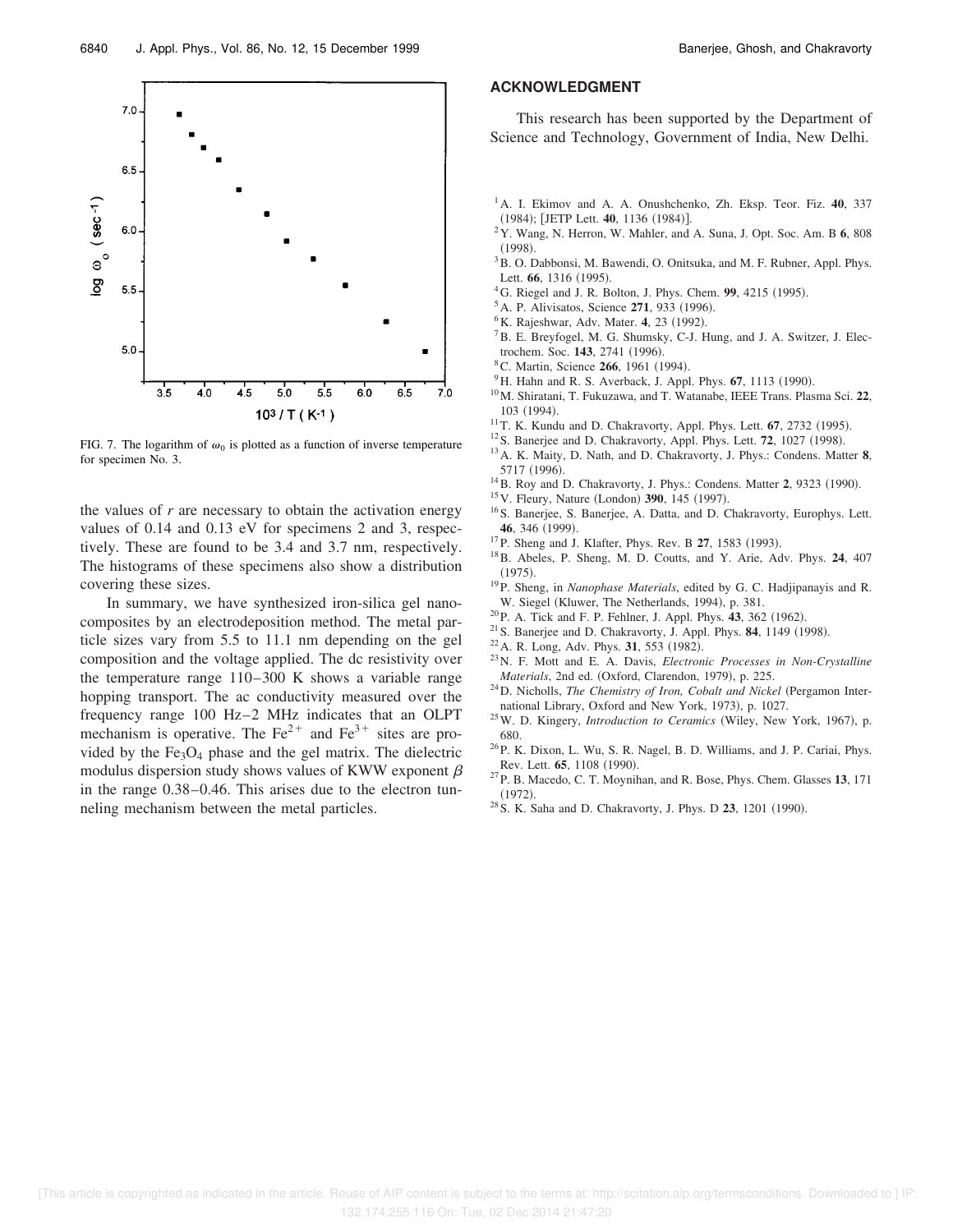7.0
6.5
6.0
5.5
5.0
log $\omega_o$ (sec$^{-1}$)
3.5 4.0 4.5 5.0 5.5 6.0 6.5 7.0
$10^3$ / T ( K$^{-1}$ )

FIG. 7. The logarithm of $\omega_0$ is plotted as a function of inverse temperature for specimen No. 3.

the values of $r$ are necessary to obtain the activation energy values of 0.14 and 0.13 eV for specimens 2 and 3, respectively. These are found to be 3.4 and 3.7 nm, respectively. The histograms of these specimens also show a distribution covering these sizes.

In summary, we have synthesized iron-silica gel nanocomposites by an electrodeposition method. The metal particle sizes vary from 5.5 to 11.1 nm depending on the gel composition and the voltage applied. The dc resistivity over the temperature range 110–300 K shows a variable range hopping transport. The ac conductivity measured over the frequency range 100 Hz–2 MHz indicates that an OLPT mechanism is operative. The $Fe^{2+}$ and $Fe^{3+}$ sites are provided by the $Fe_3O_4$ phase and the gel matrix. The dielectric modulus dispersion study shows values of KWW exponent $\beta$ in the range 0.38–0.46. This arises due to the electron tunneling mechanism between the metal particles.

## ACKNOWLEDGMENT

This research has been supported by the Department of Science and Technology, Government of India, New Delhi.

[1] A. I. Ekimov and A. A. Onushchenko, Zh. Eksp. Teor. Fiz. **40**, 337 (1984); [JETP Lett. **40**, 1136 (1984)].
[2] Y. Wang, N. Herron, W. Mahler, and A. Suna, J. Opt. Soc. Am. B **6**, 808 (1998).
[3] B. O. Dabbonsi, M. Bawendi, O. Onitsuka, and M. F. Rubner, Appl. Phys. Lett. **66**, 1316 (1995).
[4] G. Riegel and J. R. Bolton, J. Phys. Chem. **99**, 4215 (1995).
[5] A. P. Alivisatos, Science **271**, 933 (1996).
[6] K. Rajeshwar, Adv. Mater. **4**, 23 (1992).
[7] B. E. Breyfogel, M. G. Shumsky, C-J. Hung, and J. A. Switzer, J. Electrochem. Soc. **143**, 2741 (1996).
[8] C. Martin, Science **266**, 1961 (1994).
[9] H. Hahn and R. S. Averback, J. Appl. Phys. **67**, 1113 (1990).
[10] M. Shiratani, T. Fukuzawa, and T. Watanabe, IEEE Trans. Plasma Sci. **22**, 103 (1994).
[11] T. K. Kundu and D. Chakravorty, Appl. Phys. Lett. **67**, 2732 (1995).
[12] S. Banerjee and D. Chakravorty, Appl. Phys. Lett. **72**, 1027 (1998).
[13] A. K. Maity, D. Nath, and D. Chakravorty, J. Phys.: Condens. Matter **8**, 5717 (1996).
[14] B. Roy and D. Chakravorty, J. Phys.: Condens. Matter **2**, 9323 (1990).
[15] V. Fleury, Nature (London) **390**, 145 (1997).
[16] S. Banerjee, S. Banerjee, A. Datta, and D. Chakravorty, Europhys. Lett. **46**, 346 (1999).
[17] P. Sheng and J. Klafter, Phys. Rev. B **27**, 1583 (1993).
[18] B. Abeles, P. Sheng, M. D. Coutts, and Y. Arie, Adv. Phys. **24**, 407 (1975).
[19] P. Sheng, in *Nanophase Materials*, edited by G. C. Hadjipanayis and R. W. Siegel (Kluwer, The Netherlands, 1994), p. 381.
[20] P. A. Tick and F. P. Fehlner, J. Appl. Phys. **43**, 362 (1962).
[21] S. Banerjee and D. Chakravorty, J. Appl. Phys. **84**, 1149 (1998).
[22] A. R. Long, Adv. Phys. **31**, 553 (1982).
[23] N. F. Mott and E. A. Davis, *Electronic Processes in Non-Crystalline Materials*, 2nd ed. (Oxford, Clarendon, 1979), p. 225.
[24] D. Nicholls, *The Chemistry of Iron, Cobalt and Nickel* (Pergamon International Library, Oxford and New York, 1973), p. 1027.
[25] W. D. Kingery, *Introduction to Ceramics* (Wiley, New York, 1967), p. 680.
[26] P. K. Dixon, L. Wu, S. R. Nagel, B. D. Williams, and J. P. Cariai, Phys. Rev. Lett. **65**, 1108 (1990).
[27] P. B. Macedo, C. T. Moynihan, and R. Bose, Phys. Chem. Glasses **13**, 171 (1972).
[28] S. K. Saha and D. Chakravorty, J. Phys. D **23**, 1201 (1990).